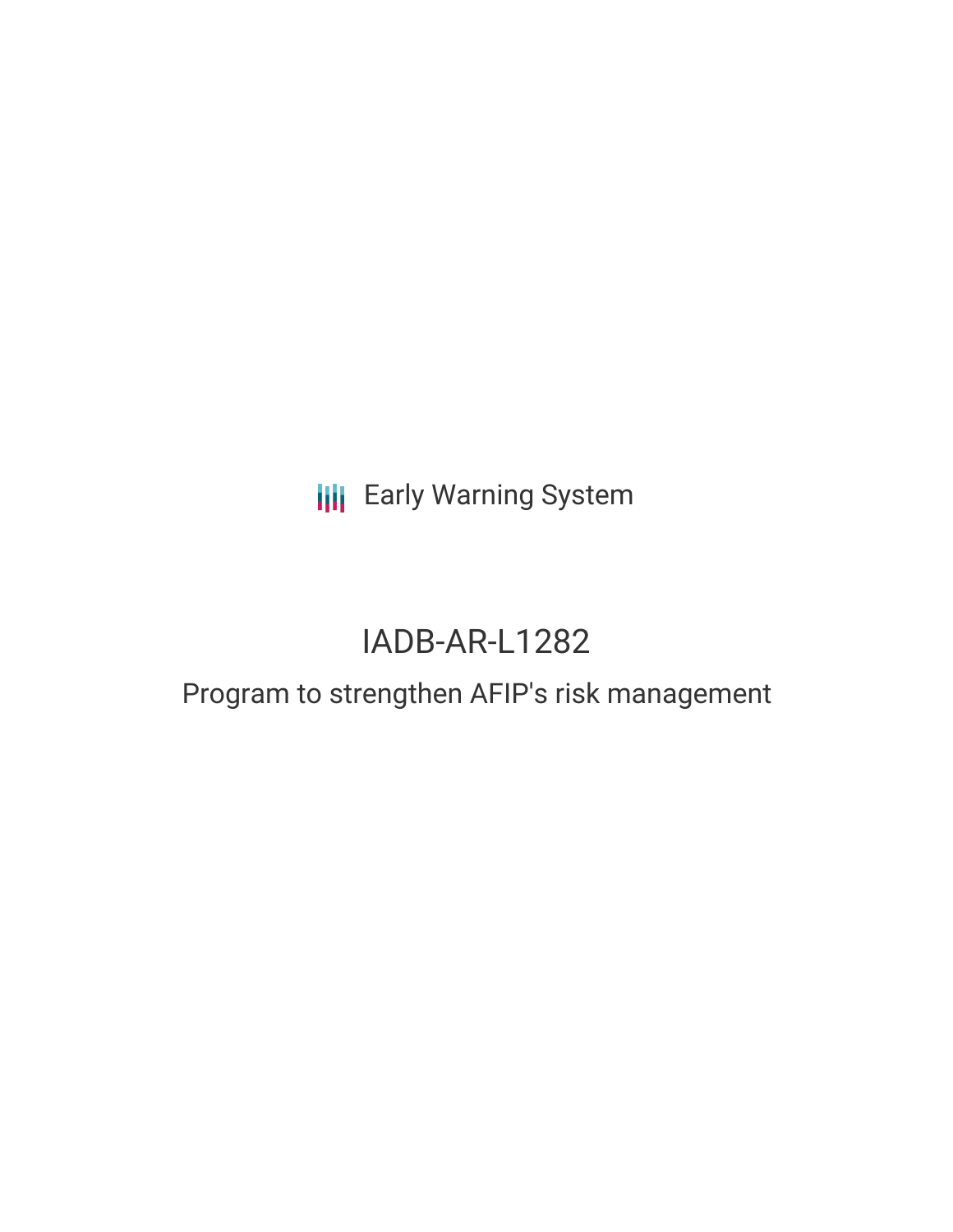Early Warning System

# IADB-AR-L1282

## Program to strengthen AFIP's risk management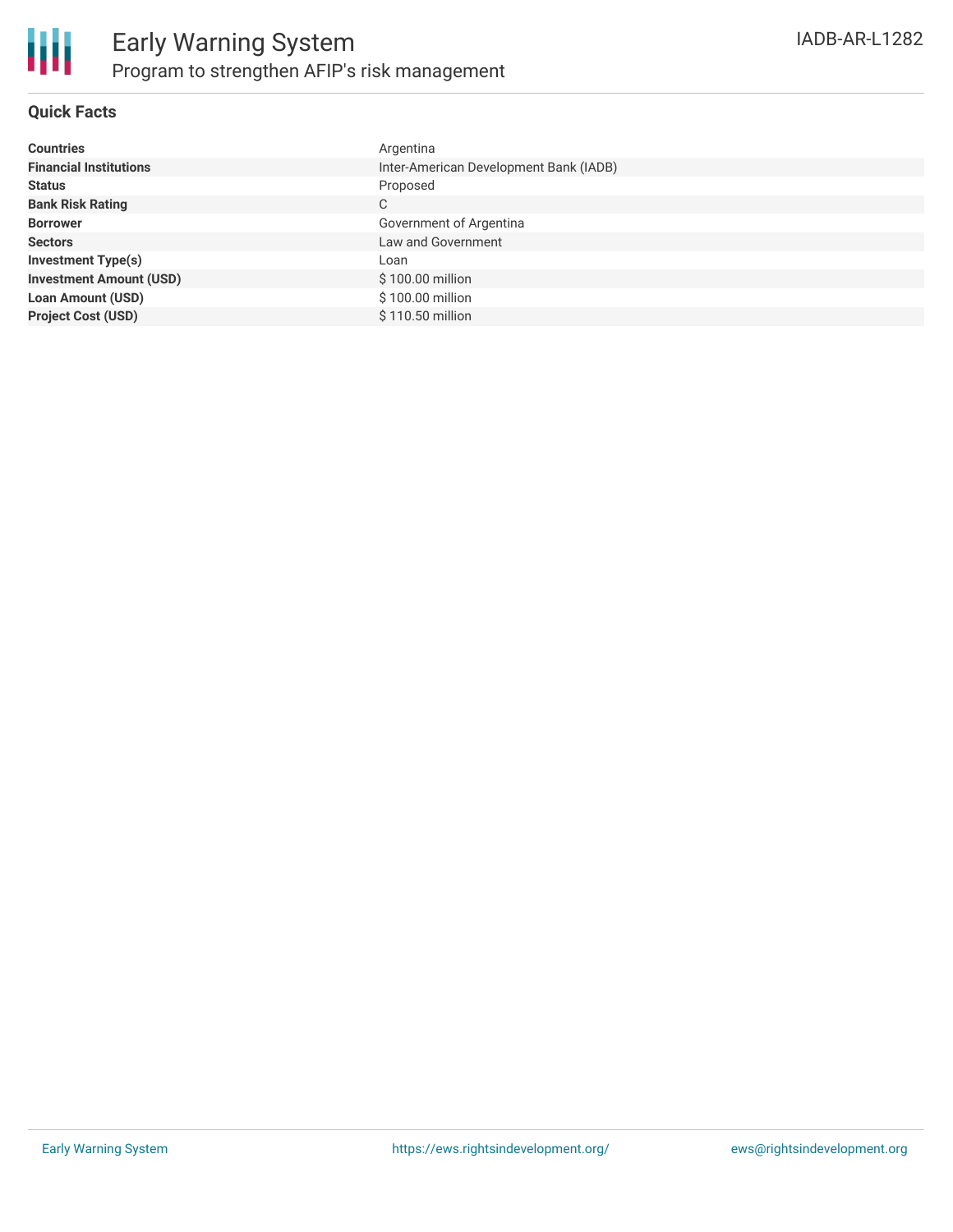# Early Warning System

## Program to strengthen AFIP's risk management

IADB-AR-L1282

### Quick Facts

| | |
|---|---|
| **Countries** | Argentina |
| **Financial Institutions** | Inter-American Development Bank (IADB) |
| **Status** | Proposed |
| **Bank Risk Rating** | C |
| **Borrower** | Government of Argentina |
| **Sectors** | Law and Government |
| **Investment Type(s)** | Loan |
| **Investment Amount (USD)** | $ 100.00 million |
| **Loan Amount (USD)** | $ 100.00 million |
| **Project Cost (USD)** | $ 110.50 million |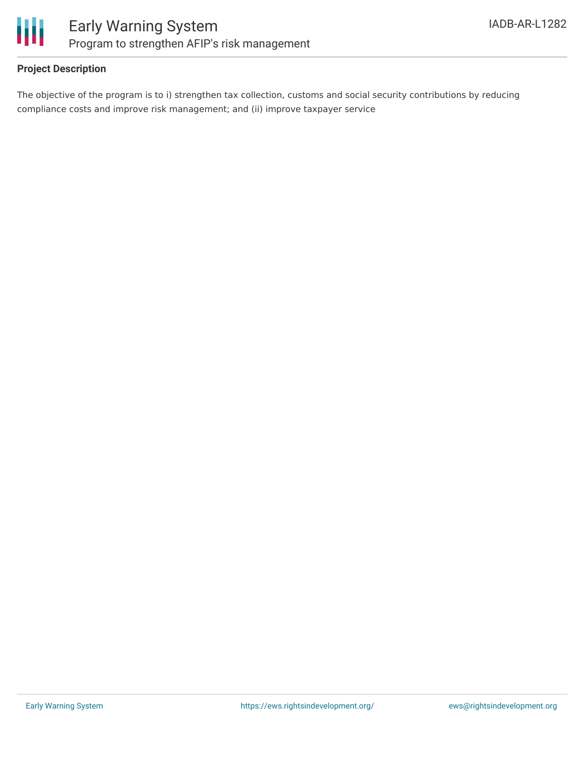## Project Description

The objective of the program is to i) strengthen tax collection, customs and social security contributions by reducing compliance costs and improve risk management; and (ii) improve taxpayer service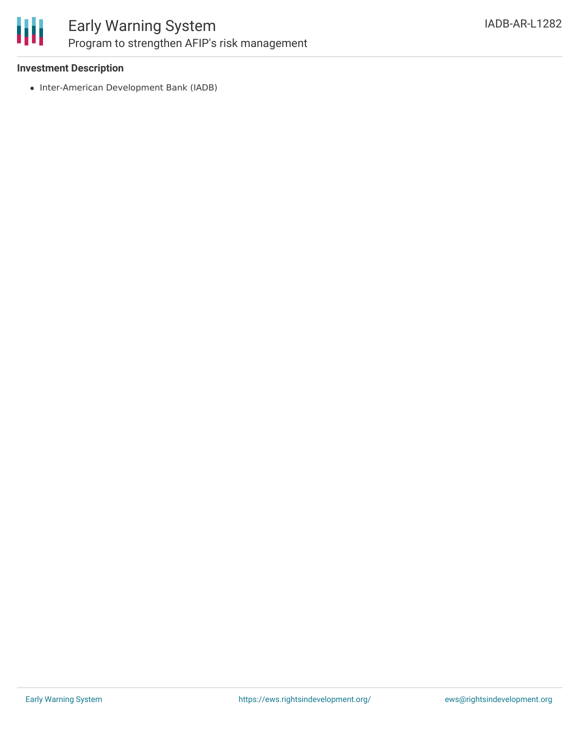**Investment Description**

- Inter-American Development Bank (IADB)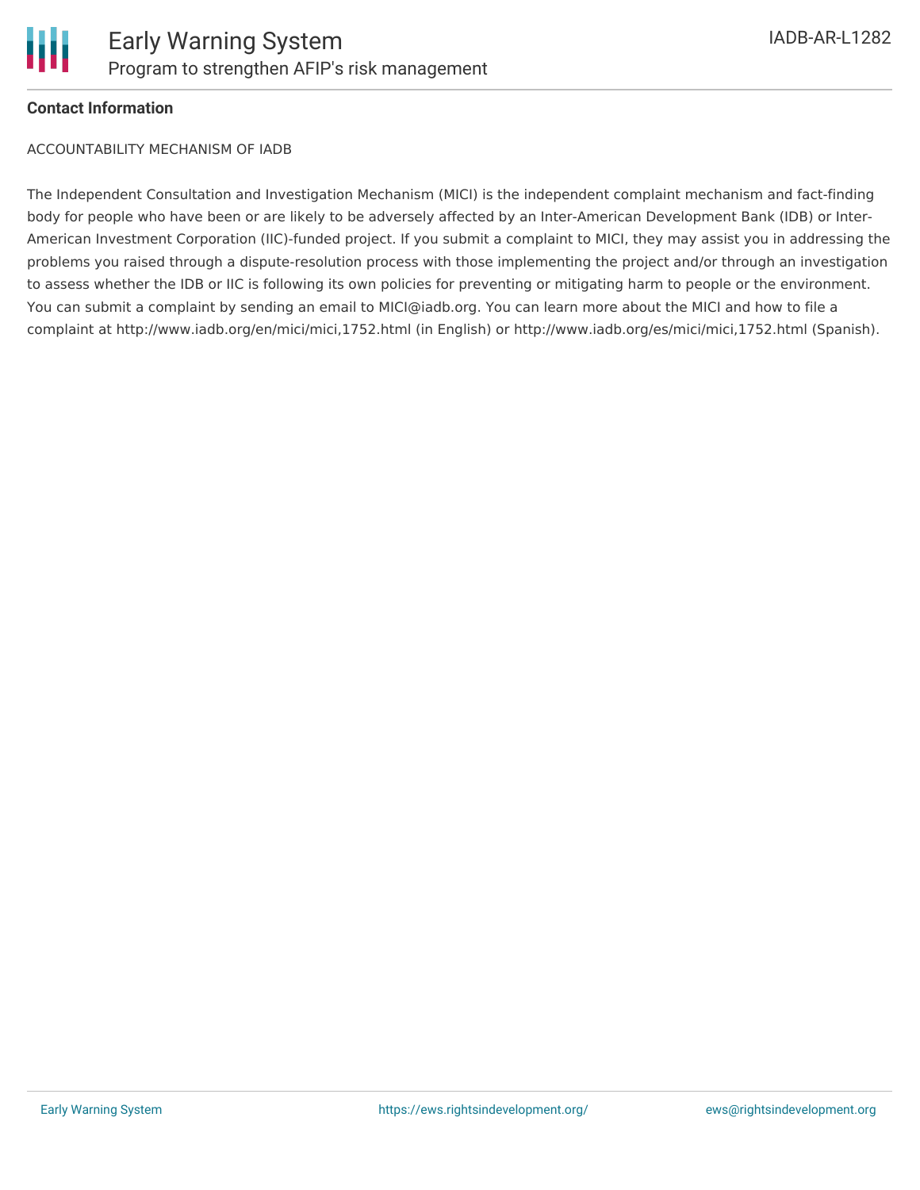**Contact Information**

ACCOUNTABILITY MECHANISM OF IADB

The Independent Consultation and Investigation Mechanism (MICI) is the independent complaint mechanism and fact-finding body for people who have been or are likely to be adversely affected by an Inter-American Development Bank (IDB) or Inter-American Investment Corporation (IIC)-funded project. If you submit a complaint to MICI, they may assist you in addressing the problems you raised through a dispute-resolution process with those implementing the project and/or through an investigation to assess whether the IDB or IIC is following its own policies for preventing or mitigating harm to people or the environment. You can submit a complaint by sending an email to MICI@iadb.org. You can learn more about the MICI and how to file a complaint at http://www.iadb.org/en/mici/mici,1752.html (in English) or http://www.iadb.org/es/mici/mici,1752.html (Spanish).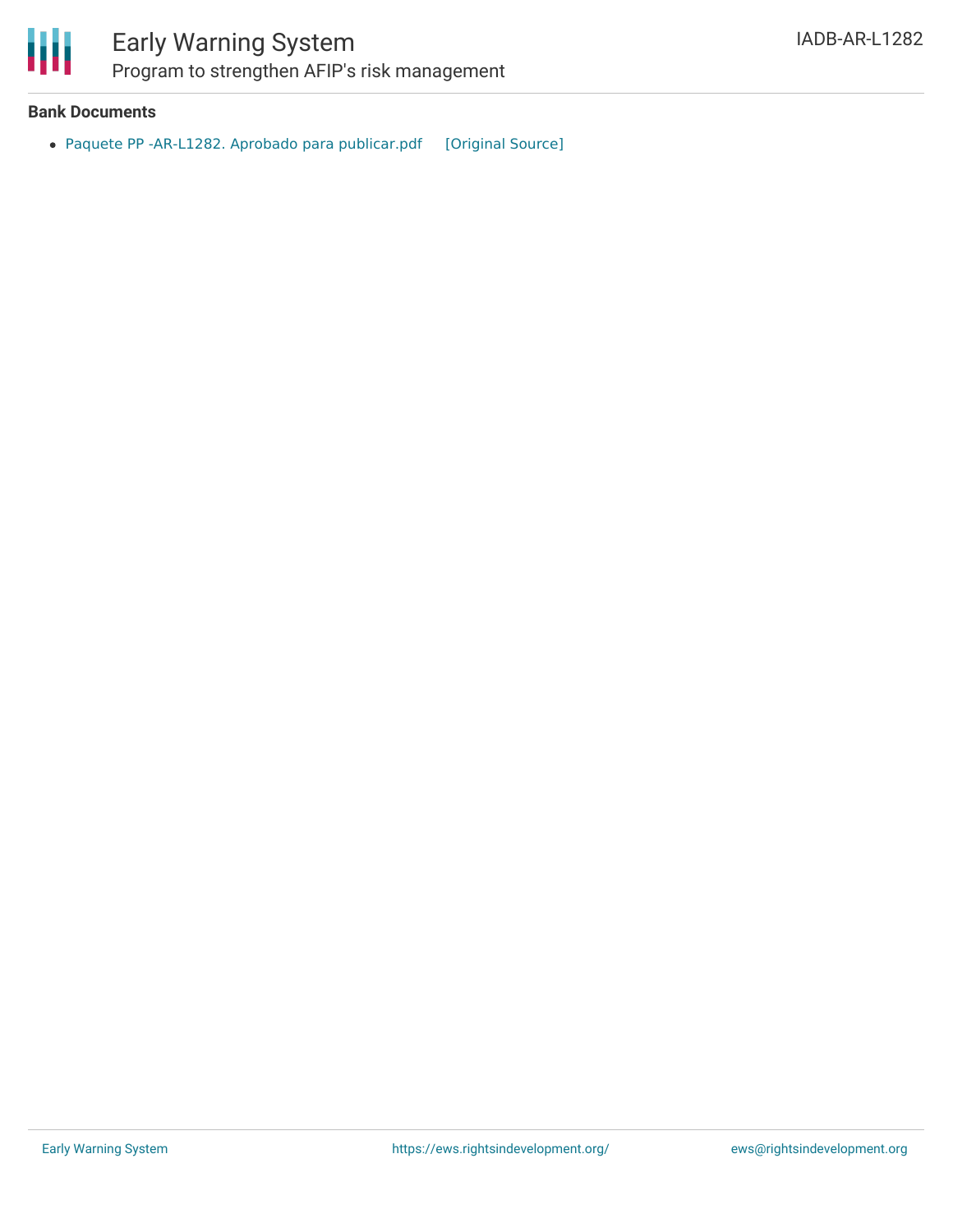**Bank Documents**

- Paquete PP -AR-L1282. Aprobado para publicar.pdf [Original Source]